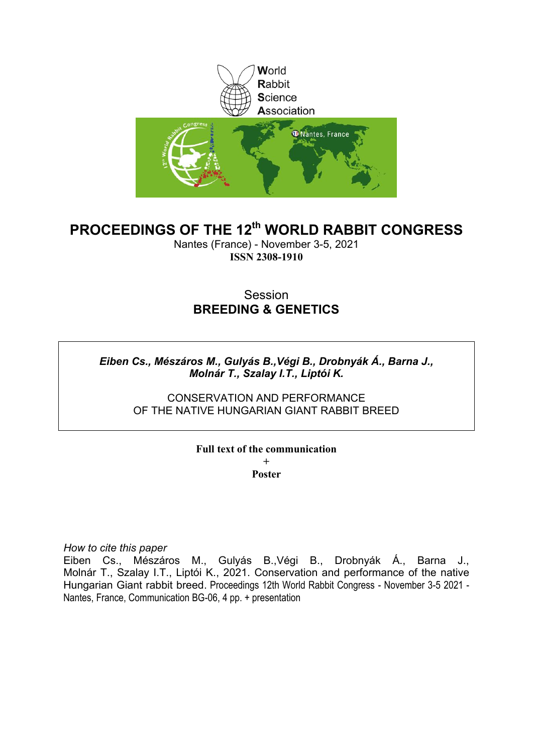World
Rabbit
Science
Association

# PROCEEDINGS OF THE 12th WORLD RABBIT CONGRESS

Nantes (France) - November 3-5, 2021

**ISSN 2308-1910**

Session
**BREEDING & GENETICS**

***Eiben Cs., Mészáros M., Gulyás B.,Végi B., Drobnyák Á., Barna J., Molnár T., Szalay I.T., Liptói K.***

CONSERVATION AND PERFORMANCE OF THE NATIVE HUNGARIAN GIANT RABBIT BREED

**Full text of the communication**
+
**Poster**

*How to cite this paper*
Eiben Cs., Mészáros M., Gulyás B.,Végi B., Drobnyák Á., Barna J., Molnár T., Szalay I.T., Liptói K., 2021. Conservation and performance of the native Hungarian Giant rabbit breed. Proceedings 12th World Rabbit Congress - November 3-5 2021 - Nantes, France, Communication BG-06, 4 pp. + presentation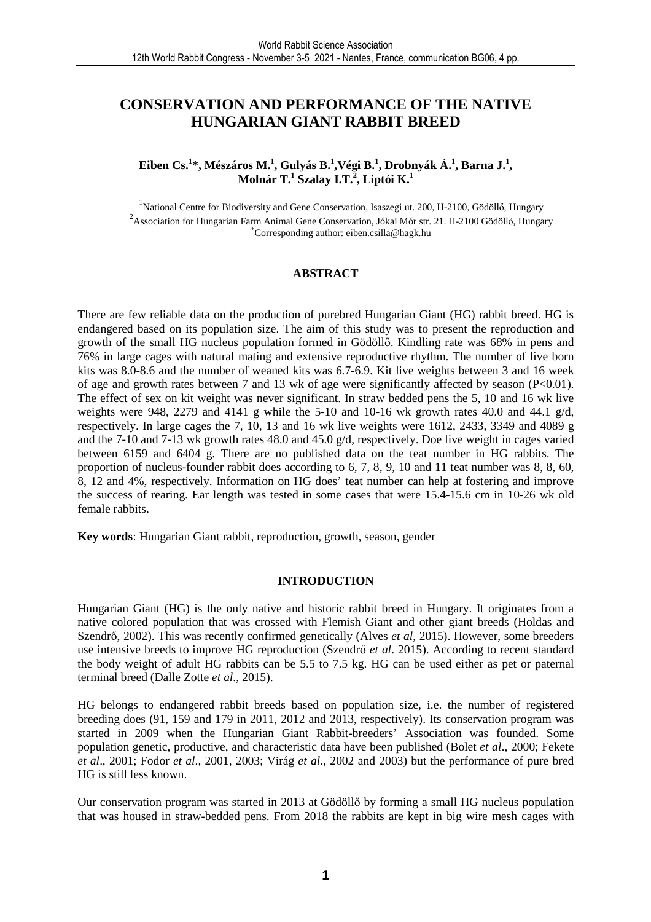# CONSERVATION AND PERFORMANCE OF THE NATIVE HUNGARIAN GIANT RABBIT BREED

**Eiben Cs.[1]*, Mészáros M.[1], Gulyás B.[1], Végi B.[1], Drobnyák Á.[1], Barna J.[1], Molnár T.[1] Szalay I.T.[2], Liptói K.[1]**

[1]National Centre for Biodiversity and Gene Conservation, Isaszegi ut. 200, H-2100, Gödöllő, Hungary
[2]Association for Hungarian Farm Animal Gene Conservation, Jókai Mór str. 21. H-2100 Gödöllő, Hungary
*Corresponding author: eiben.csilla@hagk.hu

## ABSTRACT

There are few reliable data on the production of purebred Hungarian Giant (HG) rabbit breed. HG is endangered based on its population size. The aim of this study was to present the reproduction and growth of the small HG nucleus population formed in Gödöllő. Kindling rate was 68% in pens and 76% in large cages with natural mating and extensive reproductive rhythm. The number of live born kits was 8.0-8.6 and the number of weaned kits was 6.7-6.9. Kit live weights between 3 and 16 week of age and growth rates between 7 and 13 wk of age were significantly affected by season ($P<0.01$). The effect of sex on kit weight was never significant. In straw bedded pens the 5, 10 and 16 wk live weights were 948, 2279 and 4141 g while the 5-10 and 10-16 wk growth rates 40.0 and 44.1 g/d, respectively. In large cages the 7, 10, 13 and 16 wk live weights were 1612, 2433, 3349 and 4089 g and the 7-10 and 7-13 wk growth rates 48.0 and 45.0 g/d, respectively. Doe live weight in cages varied between 6159 and 6404 g. There are no published data on the teat number in HG rabbits. The proportion of nucleus-founder rabbit does according to 6, 7, 8, 9, 10 and 11 teat number was 8, 8, 60, 8, 12 and 4%, respectively. Information on HG does' teat number can help at fostering and improve the success of rearing. Ear length was tested in some cases that were 15.4-15.6 cm in 10-26 wk old female rabbits.

**Key words**: Hungarian Giant rabbit, reproduction, growth, season, gender

## INTRODUCTION

Hungarian Giant (HG) is the only native and historic rabbit breed in Hungary. It originates from a native colored population that was crossed with Flemish Giant and other giant breeds (Holdas and Szendrő, 2002). This was recently confirmed genetically (Alves *et al*, 2015). However, some breeders use intensive breeds to improve HG reproduction (Szendrő *et al*. 2015). According to recent standard the body weight of adult HG rabbits can be 5.5 to 7.5 kg. HG can be used either as pet or paternal terminal breed (Dalle Zotte *et al*., 2015).

HG belongs to endangered rabbit breeds based on population size, i.e. the number of registered breeding does (91, 159 and 179 in 2011, 2012 and 2013, respectively). Its conservation program was started in 2009 when the Hungarian Giant Rabbit-breeders' Association was founded. Some population genetic, productive, and characteristic data have been published (Bolet *et al*., 2000; Fekete *et al*., 2001; Fodor *et al*., 2001, 2003; Virág *et al*., 2002 and 2003) but the performance of pure bred HG is still less known.

Our conservation program was started in 2013 at Gödöllő by forming a small HG nucleus population that was housed in straw-bedded pens. From 2018 the rabbits are kept in big wire mesh cages with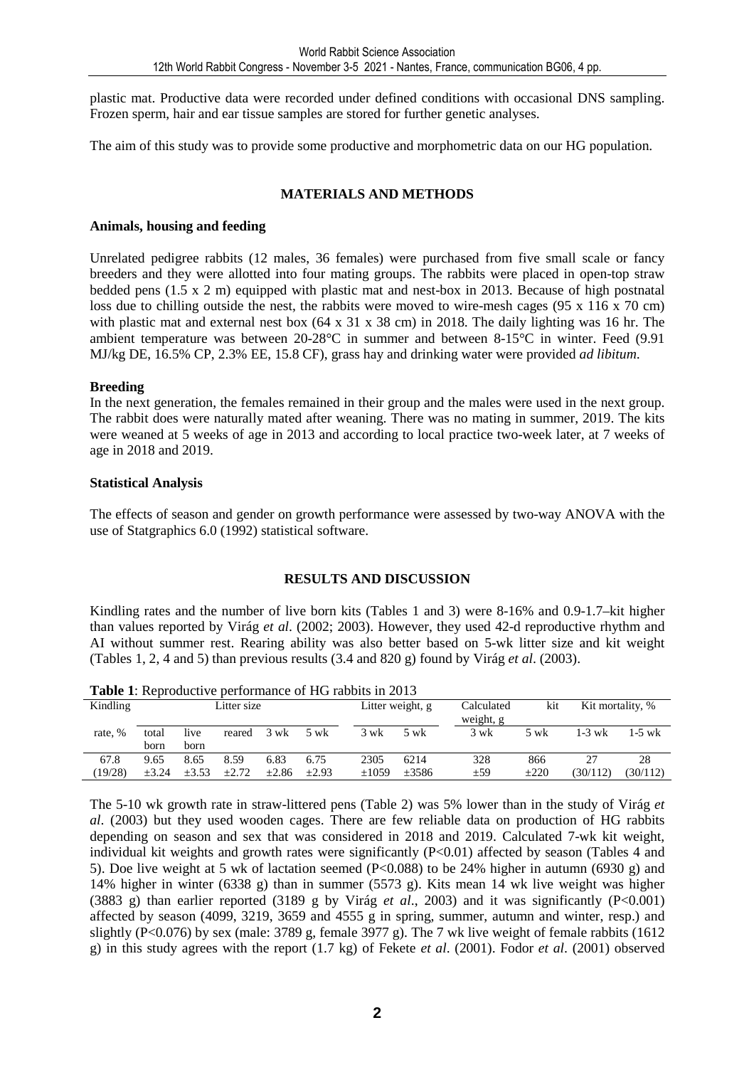plastic mat. Productive data were recorded under defined conditions with occasional DNS sampling. Frozen sperm, hair and ear tissue samples are stored for further genetic analyses.

The aim of this study was to provide some productive and morphometric data on our HG population.

## MATERIALS AND METHODS

### Animals, housing and feeding

Unrelated pedigree rabbits (12 males, 36 females) were purchased from five small scale or fancy breeders and they were allotted into four mating groups. The rabbits were placed in open-top straw bedded pens (1.5 x 2 m) equipped with plastic mat and nest-box in 2013. Because of high postnatal loss due to chilling outside the nest, the rabbits were moved to wire-mesh cages (95 x 116 x 70 cm) with plastic mat and external nest box (64 x 31 x 38 cm) in 2018. The daily lighting was 16 hr. The ambient temperature was between 20-28°C in summer and between 8-15°C in winter. Feed (9.91 MJ/kg DE, 16.5% CP, 2.3% EE, 15.8 CF), grass hay and drinking water were provided *ad libitum*.

### Breeding

In the next generation, the females remained in their group and the males were used in the next group. The rabbit does were naturally mated after weaning. There was no mating in summer, 2019. The kits were weaned at 5 weeks of age in 2013 and according to local practice two-week later, at 7 weeks of age in 2018 and 2019.

### Statistical Analysis

The effects of season and gender on growth performance were assessed by two-way ANOVA with the use of Statgraphics 6.0 (1992) statistical software.

## RESULTS AND DISCUSSION

Kindling rates and the number of live born kits (Tables 1 and 3) were 8-16% and 0.9-1.7–kit higher than values reported by Virág *et al*. (2002; 2003). However, they used 42-d reproductive rhythm and AI without summer rest. Rearing ability was also better based on 5-wk litter size and kit weight (Tables 1, 2, 4 and 5) than previous results (3.4 and 820 g) found by Virág *et al*. (2003).

**Table 1**: Reproductive performance of HG rabbits in 2013

| Kindling | Litter size | | | | | Litter weight, g | | Calculated weight, g | kit | Kit mortality, % | |
|---|---|---|---|---|---|---|---|---|---|---|---|
| rate, % | total born | live born | reared | 3 wk | 5 wk | 3 wk | 5 wk | 3 wk | 5 wk | 1-3 wk | 1-5 wk |
| 67.8 (19/28) | 9.65 ±3.24 | 8.65 ±3.53 | 8.59 ±2.72 | 6.83 ±2.86 | 6.75 ±2.93 | 2305 ±1059 | 6214 ±3586 | 328 ±59 | 866 ±220 | 27 (30/112) | 28 (30/112) |

The 5-10 wk growth rate in straw-littered pens (Table 2) was 5% lower than in the study of Virág *et al*. (2003) but they used wooden cages. There are few reliable data on production of HG rabbits depending on season and sex that was considered in 2018 and 2019. Calculated 7-wk kit weight, individual kit weights and growth rates were significantly ($P<0.01$) affected by season (Tables 4 and 5). Doe live weight at 5 wk of lactation seemed ($P<0.088$) to be 24% higher in autumn (6930 g) and 14% higher in winter (6338 g) than in summer (5573 g). Kits mean 14 wk live weight was higher (3883 g) than earlier reported (3189 g by Virág *et al*., 2003) and it was significantly ($P<0.001$) affected by season (4099, 3219, 3659 and 4555 g in spring, summer, autumn and winter, resp.) and slightly ($P<0.076$) by sex (male: 3789 g, female 3977 g). The 7 wk live weight of female rabbits (1612 g) in this study agrees with the report (1.7 kg) of Fekete *et al*. (2001). Fodor *et al*. (2001) observed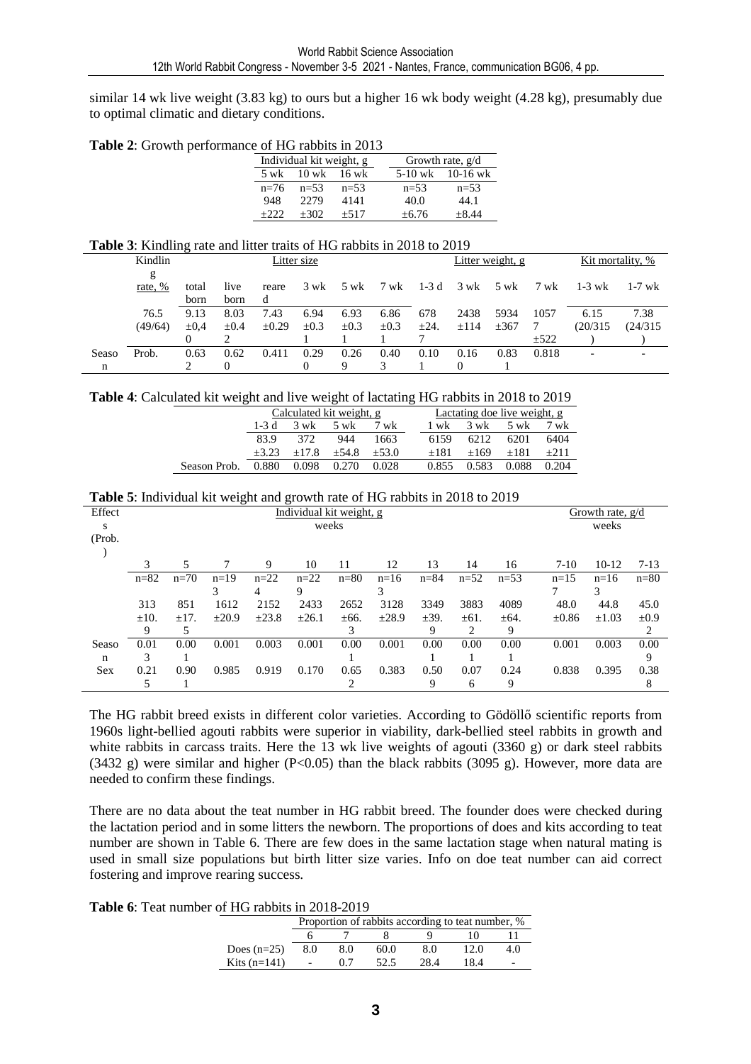similar 14 wk live weight (3.83 kg) to ours but a higher 16 wk body weight (4.28 kg), presumably due to optimal climatic and dietary conditions.

**Table 2**: Growth performance of HG rabbits in 2013

| Individual kit weight, g | | | Growth rate, g/d | |
|---|---|---|---|---|
| 5 wk | 10 wk | 16 wk | 5-10 wk | 10-16 wk |
| n=76 | n=53 | n=53 | n=53 | n=53 |
| 948 ±222 | 2279 ±302 | 4141 ±517 | 40.0 ±6.76 | 44.1 ±8.44 |

**Table 3**: Kindling rate and litter traits of HG rabbits in 2018 to 2019

| | Kindling rate, % | Litter size | | | | | | Litter weight, g | | | | Kit mortality, % | |
|---|---|---|---|---|---|---|---|---|---|---|---|---|---|
| | | total born | live born | reared | 3 wk | 5 wk | 7 wk | 1-3 d | 3 wk | 5 wk | 7 wk | 1-3 wk | 1-7 wk |
| | 76.5 (49/64) | 9.13 ±0,40 | 8.03 ±0.42 | 7.43 ±0.29 | 6.94 ±0.31 | 6.93 ±0.31 | 6.86 ±0.31 | 678 ±24.7 | 2438 ±114 | 5934 ±367 | 10577 ±522 | 6.15 (20/315) | 7.38 (24/315) |
| Season | Prob. | 0.632 | 0.620 | 0.411 | 0.290 | 0.269 | 0.403 | 0.101 | 0.160 | 0.831 | 0.818 | - | - |

**Table 4**: Calculated kit weight and live weight of lactating HG rabbits in 2018 to 2019

| | Calculated kit weight, g | | | | Lactating doe live weight, g | | | |
|---|---|---|---|---|---|---|---|---|
| | 1-3 d | 3 wk | 5 wk | 7 wk | 1 wk | 3 wk | 5 wk | 7 wk |
| | 83.9 ±3.23 | 372 ±17.8 | 944 ±54.8 | 1663 ±53.0 | 6159 ±181 | 6212 ±169 | 6201 ±181 | 6404 ±211 |
| Season Prob. | 0.880 | 0.098 | 0.270 | 0.028 | 0.855 | 0.583 | 0.088 | 0.204 |

**Table 5**: Individual kit weight and growth rate of HG rabbits in 2018 to 2019

| Effects (Prob.) | Individual kit weight, g weeks | | | | | | | | | | Growth rate, g/d weeks | | |
|---|---|---|---|---|---|---|---|---|---|---|---|---|---|
| | 3 | 5 | 7 | 9 | 10 | 11 | 12 | 13 | 14 | 16 | 7-10 | 10-12 | 7-13 |
| | n=82 | n=70 | n=193 | n=224 | n=229 | n=80 | n=163 | n=84 | n=52 | n=53 | n=157 | n=163 | n=80 |
| | 313 ±10.9 | 851 ±17.5 | 1612 ±20.9 | 2152 ±23.8 | 2433 ±26.1 | 2652 ±66.3 | 3128 ±28.9 | 3349 ±39.9 | 3883 ±61.2 | 4089 ±64.9 | 48.0 ±0.86 | 44.8 ±1.03 | 45.0 ±0.92 |
| Season | 0.013 | 0.001 | 0.001 | 0.003 | 0.001 | 0.001 | 0.001 | 0.001 | 0.001 | 0.001 | 0.001 | 0.003 | 0.009 |
| Sex | 0.215 | 0.901 | 0.985 | 0.919 | 0.170 | 0.652 | 0.383 | 0.509 | 0.076 | 0.249 | 0.838 | 0.395 | 0.388 |

The HG rabbit breed exists in different color varieties. According to Gödöllő scientific reports from 1960s light-bellied agouti rabbits were superior in viability, dark-bellied steel rabbits in growth and white rabbits in carcass traits. Here the 13 wk live weights of agouti (3360 g) or dark steel rabbits (3432 g) were similar and higher ($P<0.05$) than the black rabbits (3095 g). However, more data are needed to confirm these findings.

There are no data about the teat number in HG rabbit breed. The founder does were checked during the lactation period and in some litters the newborn. The proportions of does and kits according to teat number are shown in Table 6. There are few does in the same lactation stage when natural mating is used in small size populations but birth litter size varies. Info on doe teat number can aid correct fostering and improve rearing success.

**Table 6**: Teat number of HG rabbits in 2018-2019

| | Proportion of rabbits according to teat number, % | | | | | |
|---|---|---|---|---|---|---|
| | 6 | 7 | 8 | 9 | 10 | 11 |
| Does (n=25) | 8.0 | 8.0 | 60.0 | 8.0 | 12.0 | 4.0 |
| Kits (n=141) | - | 0.7 | 52.5 | 28.4 | 18.4 | - |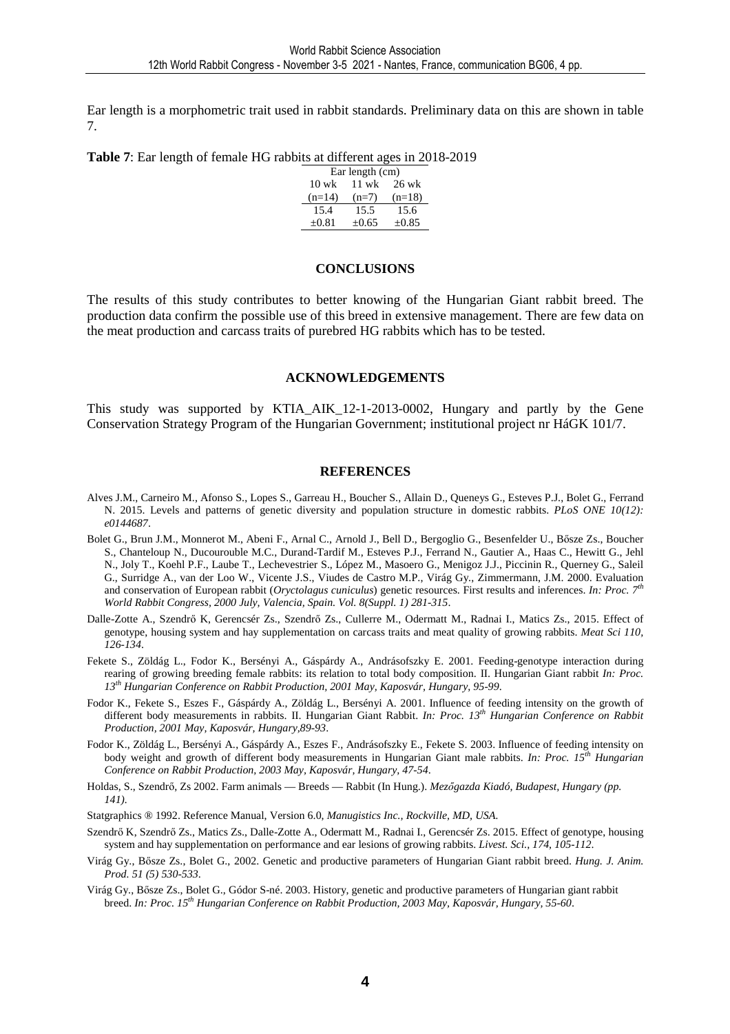Ear length is a morphometric trait used in rabbit standards. Preliminary data on this are shown in table 7.

**Table 7**: Ear length of female HG rabbits at different ages in 2018-2019

| Ear length (cm) | | |
|---|---|---|
| 10 wk (n=14) | 11 wk (n=7) | 26 wk (n=18) |
| 15.4 ±0.81 | 15.5 ±0.65 | 15.6 ±0.85 |

## CONCLUSIONS

The results of this study contributes to better knowing of the Hungarian Giant rabbit breed. The production data confirm the possible use of this breed in extensive management. There are few data on the meat production and carcass traits of purebred HG rabbits which has to be tested.

## ACKNOWLEDGEMENTS

This study was supported by KTIA_AIK_12-1-2013-0002, Hungary and partly by the Gene Conservation Strategy Program of the Hungarian Government; institutional project nr HáGK 101/7.

## REFERENCES

Alves J.M., Carneiro M., Afonso S., Lopes S., Garreau H., Boucher S., Allain D., Queneys G., Esteves P.J., Bolet G., Ferrand N. 2015. Levels and patterns of genetic diversity and population structure in domestic rabbits. *PLoS ONE 10(12): e0144687*.

Bolet G., Brun J.M., Monnerot M., Abeni F., Arnal C., Arnold J., Bell D., Bergoglio G., Besenfelder U., Bősze Zs., Boucher S., Chanteloup N., Ducourouble M.C., Durand-Tardif M., Esteves P.J., Ferrand N., Gautier A., Haas C., Hewitt G., Jehl N., Joly T., Koehl P.F., Laube T., Lechevestrier S., López M., Masoero G., Menigoz J.J., Piccinin R., Querney G., Saleil G., Surridge A., van der Loo W., Vicente J.S., Viudes de Castro M.P., Virág Gy., Zimmermann, J.M. 2000. Evaluation and conservation of European rabbit (*Oryctolagus cuniculus*) genetic resources. First results and inferences. *In: Proc. 7th World Rabbit Congress, 2000 July, Valencia, Spain. Vol. 8(Suppl. 1) 281-315*.

Dalle-Zotte A., Szendrő K, Gerencsér Zs., Szendrő Zs., Cullerre M., Odermatt M., Radnai I., Matics Zs., 2015. Effect of genotype, housing system and hay supplementation on carcass traits and meat quality of growing rabbits. *Meat Sci 110, 126-134*.

Fekete S., Zöldág L., Fodor K., Bersényi A., Gáspárdy A., Andrásofszky E. 2001. Feeding-genotype interaction during rearing of growing breeding female rabbits: its relation to total body composition. II. Hungarian Giant rabbit *In: Proc. 13th Hungarian Conference on Rabbit Production, 2001 May, Kaposvár, Hungary, 95-99*.

Fodor K., Fekete S., Eszes F., Gáspárdy A., Zöldág L., Bersényi A. 2001. Influence of feeding intensity on the growth of different body measurements in rabbits. II. Hungarian Giant Rabbit. *In: Proc. 13th Hungarian Conference on Rabbit Production, 2001 May, Kaposvár, Hungary,89-93*.

Fodor K., Zöldág L., Bersényi A., Gáspárdy A., Eszes F., Andrásofszky E., Fekete S. 2003. Influence of feeding intensity on body weight and growth of different body measurements in Hungarian Giant male rabbits. *In: Proc. 15th Hungarian Conference on Rabbit Production, 2003 May, Kaposvár, Hungary, 47-54*.

Holdas, S., Szendrő, Zs 2002. Farm animals — Breeds — Rabbit (In Hung.). *Mezőgazda Kiadó, Budapest, Hungary (pp. 141)*.

Statgraphics ® 1992. Reference Manual, Version 6.0, *Manugistics Inc., Rockville, MD, USA*.

Szendrő K, Szendrő Zs., Matics Zs., Dalle-Zotte A., Odermatt M., Radnai I., Gerencsér Zs. 2015. Effect of genotype, housing system and hay supplementation on performance and ear lesions of growing rabbits. *Livest. Sci., 174, 105-112*.

Virág Gy., Bősze Zs., Bolet G., 2002. Genetic and productive parameters of Hungarian Giant rabbit breed. *Hung. J. Anim. Prod. 51 (5) 530-533*.

Virág Gy., Bősze Zs., Bolet G., Gódor S-né. 2003. History, genetic and productive parameters of Hungarian giant rabbit breed. *In: Proc. 15th Hungarian Conference on Rabbit Production, 2003 May, Kaposvár, Hungary, 55-60*.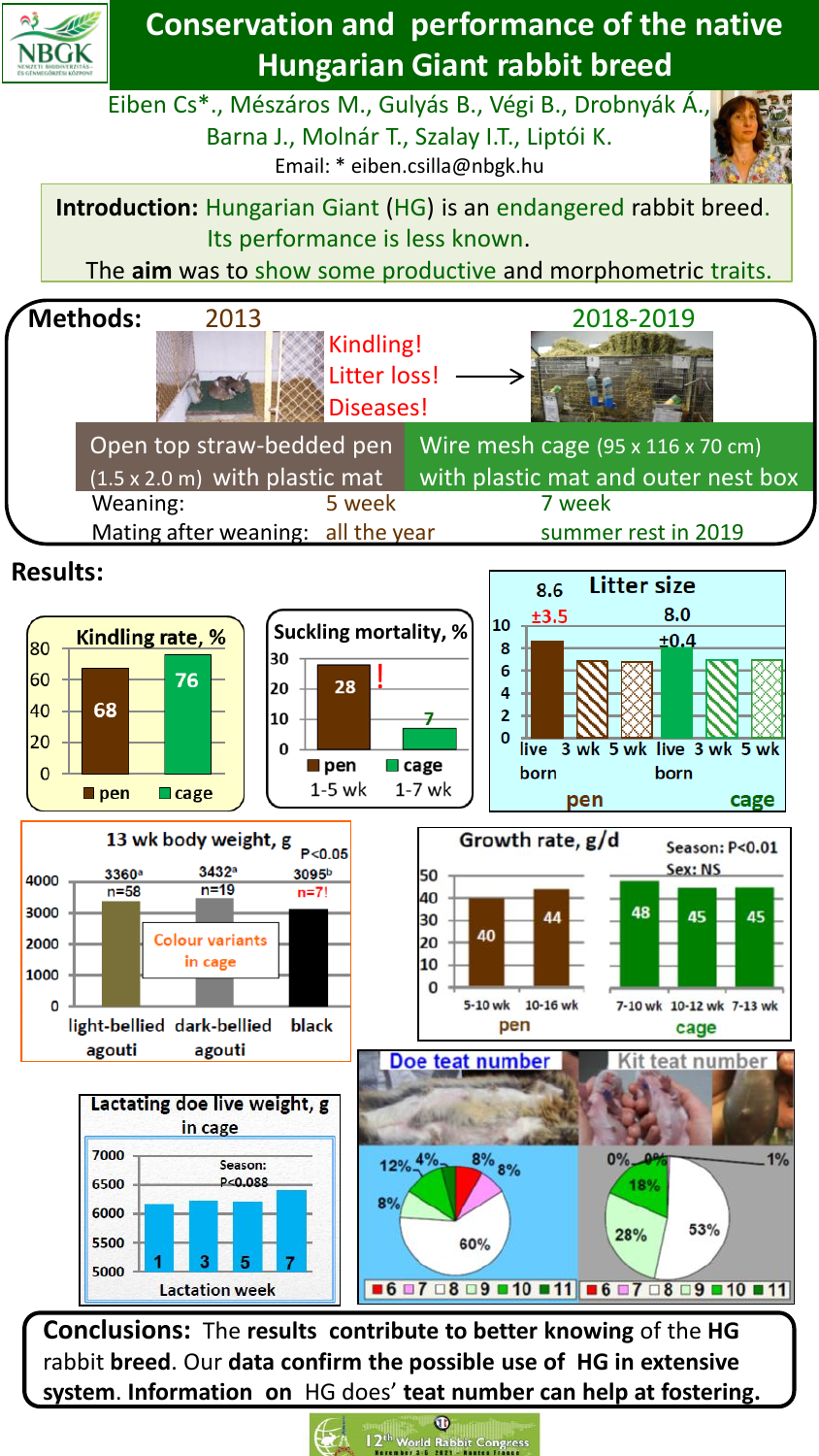# Conservation and performance of the native Hungarian Giant rabbit breed

Eiben Cs*., Mészáros M., Gulyás B., Végi B., Drobnyák Á., Barna J., Molnár T., Szalay I.T., Liptói K.

Email: * eiben.csilla@nbgk.hu

**Introduction:** Hungarian Giant (HG) is an endangered rabbit breed. Its performance is less known.

The **aim** was to show some productive and morphometric traits.

## Methods:

| | 2013 | 2018-2019 |
|---|---|---|
| | Open top straw-bedded pen (1.5 x 2.0 m) with plastic mat | Wire mesh cage (95 x 116 x 70 cm) with plastic mat and outer nest box |
| Weaning: | 5 week | 7 week |
| Mating after weaning: | all the year | summer rest in 2019 |

Kindling! Litter loss! Diseases! →

## Results:

**Kindling rate, %**

68 · 76

pen · cage

**Suckling mortality, %**

28 ! · 7

pen 1-5 wk · cage 1-7 wk

**Litter size**

8.6 ±3.5 · 8.0 ±0.4

live born · 3 wk · 5 wk · live born · 3 wk · 5 wk

pen · cage

**13 wk body weight, g**

P<0.05

3360[a] n=58 · 3432[a] n=19 · 3095[b] n=7!

light-bellied agouti · dark-bellied agouti · black

Colour variants in cage

**Growth rate, g/d**

Season: P<0.01 · Sex: NS

40 · 44 · 48 · 45 · 45

5-10 wk · 10-16 wk · 7-10 wk · 10-12 wk · 7-13 wk

pen · cage

**Lactating doe live weight, g in cage**

Season: P<0.088

Lactation week: 1 · 3 · 5 · 7

**Doe teat number**

12% · 4% · 8% · 8% · 8% · 60%

**Kit teat number**

0% · 0% · 1% · 18% · 28% · 53%

6 · 7 · 8 · 9 · 10 · 11

**Conclusions:** The **results contribute to better knowing** of the **HG** rabbit **breed**. Our **data confirm the possible use of HG in extensive system**. **Information on** HG does' **teat number can help at fostering.**